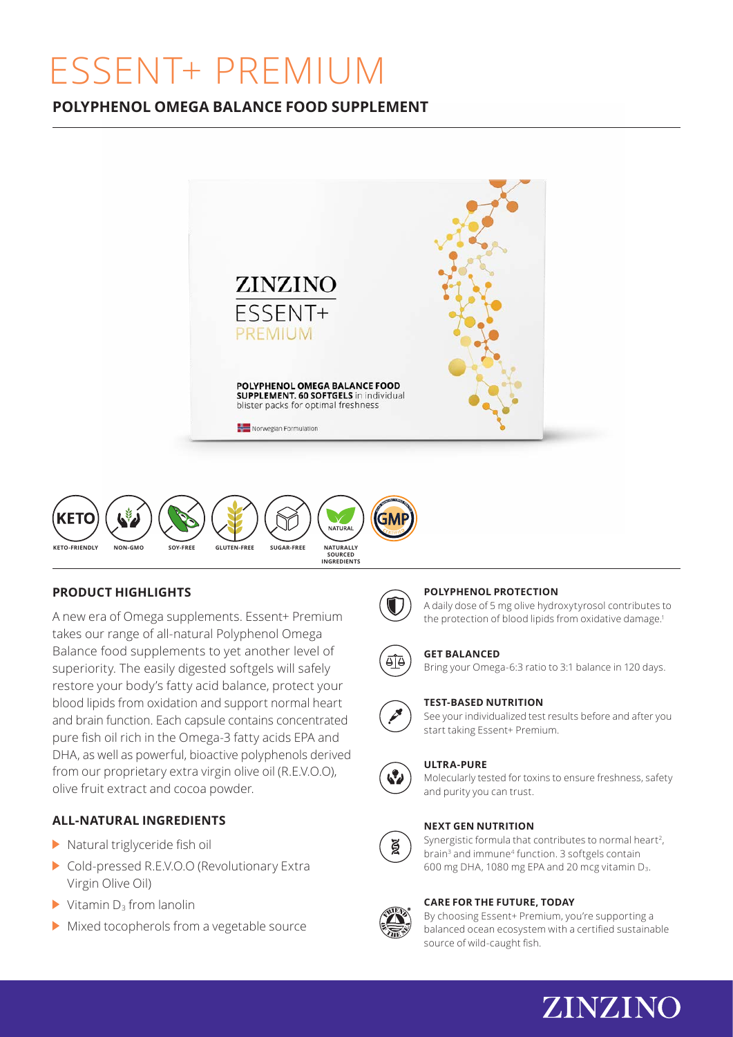# ESSENT+ PREMIUM

## POLYPHENOL OMEGA BALANCE FOOD SUPPLEMENT

ZINZINO
ESSENT+
PREMIUM

POLYPHENOL OMEGA BALANCE FOOD SUPPLEMENT. 60 SOFTGELS in individual blister packs for optimal freshness

Norwegian Formulation

KETO-FRIENDLY | NON-GMO | SOY-FREE | GLUTEN-FREE | SUGAR-FREE | NATURALLY SOURCED INGREDIENTS | GMP

### PRODUCT HIGHLIGHTS

A new era of Omega supplements. Essent+ Premium takes our range of all-natural Polyphenol Omega Balance food supplements to yet another level of superiority. The easily digested softgels will safely restore your body's fatty acid balance, protect your blood lipids from oxidation and support normal heart and brain function. Each capsule contains concentrated pure fish oil rich in the Omega-3 fatty acids EPA and DHA, as well as powerful, bioactive polyphenols derived from our proprietary extra virgin olive oil (R.E.V.O.O), olive fruit extract and cocoa powder.

### ALL-NATURAL INGREDIENTS

- Natural triglyceride fish oil
- Cold-pressed R.E.V.O.O (Revolutionary Extra Virgin Olive Oil)
- Vitamin $D_3$ from lanolin
- Mixed tocopherols from a vegetable source

### POLYPHENOL PROTECTION

A daily dose of 5 mg olive hydroxytyrosol contributes to the protection of blood lipids from oxidative damage.[1]

### GET BALANCED

Bring your Omega-6:3 ratio to 3:1 balance in 120 days.

### TEST-BASED NUTRITION

See your individualized test results before and after you start taking Essent+ Premium.

### ULTRA-PURE

Molecularly tested for toxins to ensure freshness, safety and purity you can trust.

### NEXT GEN NUTRITION

Synergistic formula that contributes to normal heart[2], brain[3] and immune[4] function. 3 softgels contain 600 mg DHA, 1080 mg EPA and 20 mcg vitamin $D_3$.

### CARE FOR THE FUTURE, TODAY

By choosing Essent+ Premium, you're supporting a balanced ocean ecosystem with a certified sustainable source of wild-caught fish.

ZINZINO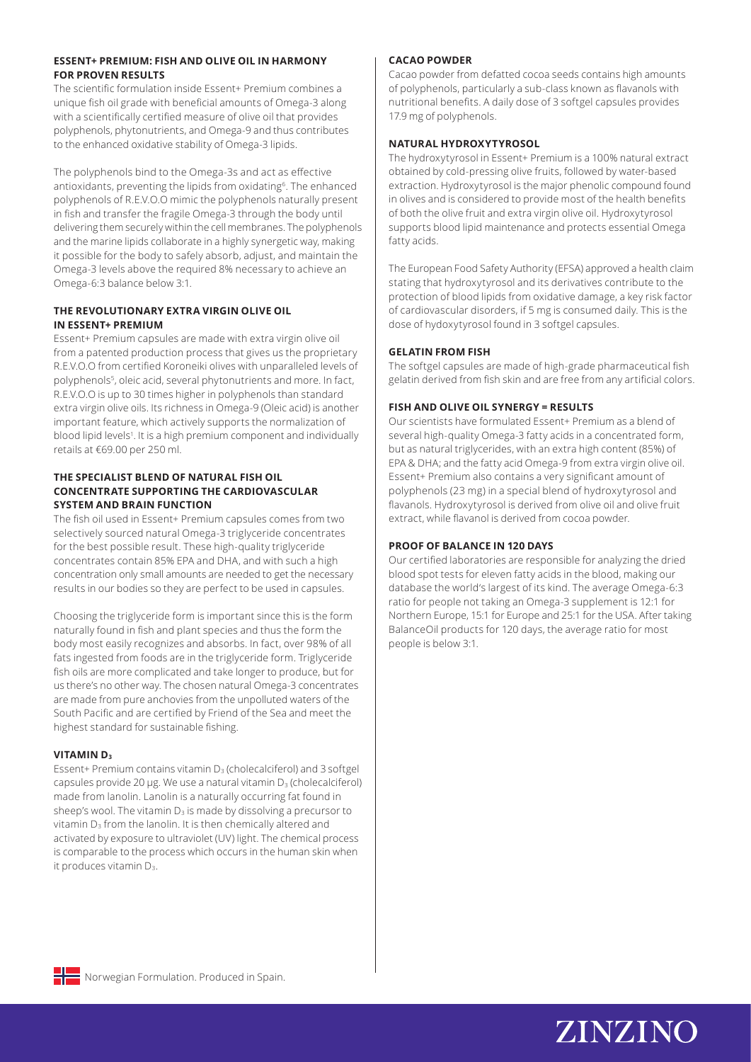### ESSENT+ PREMIUM: FISH AND OLIVE OIL IN HARMONY FOR PROVEN RESULTS

The scientific formulation inside Essent+ Premium combines a unique fish oil grade with beneficial amounts of Omega-3 along with a scientifically certified measure of olive oil that provides polyphenols, phytonutrients, and Omega-9 and thus contributes to the enhanced oxidative stability of Omega-3 lipids.

The polyphenols bind to the Omega-3s and act as effective antioxidants, preventing the lipids from oxidating[6]. The enhanced polyphenols of R.E.V.O.O mimic the polyphenols naturally present in fish and transfer the fragile Omega-3 through the body until delivering them securely within the cell membranes. The polyphenols and the marine lipids collaborate in a highly synergetic way, making it possible for the body to safely absorb, adjust, and maintain the Omega-3 levels above the required 8% necessary to achieve an Omega-6:3 balance below 3:1.

### THE REVOLUTIONARY EXTRA VIRGIN OLIVE OIL IN ESSENT+ PREMIUM

Essent+ Premium capsules are made with extra virgin olive oil from a patented production process that gives us the proprietary R.E.V.O.O.O from certified Koroneiki olives with unparalleled levels of polyphenols[5], oleic acid, several phytonutrients and more. In fact, R.E.V.O.O is up to 30 times higher in polyphenols than standard extra virgin olive oils. Its richness in Omega-9 (Oleic acid) is another important feature, which actively supports the normalization of blood lipid levels[1]. It is a high premium component and individually retails at €69.00 per 250 ml.

### THE SPECIALIST BLEND OF NATURAL FISH OIL CONCENTRATE SUPPORTING THE CARDIOVASCULAR SYSTEM AND BRAIN FUNCTION

The fish oil used in Essent+ Premium capsules comes from two selectively sourced natural Omega-3 triglyceride concentrates for the best possible result. These high-quality triglyceride concentrates contain 85% EPA and DHA, and with such a high concentration only small amounts are needed to get the necessary results in our bodies so they are perfect to be used in capsules.

Choosing the triglyceride form is important since this is the form naturally found in fish and plant species and thus the form the body most easily recognizes and absorbs. In fact, over 98% of all fats ingested from foods are in the triglyceride form. Triglyceride fish oils are more complicated and take longer to produce, but for us there's no other way. The chosen natural Omega-3 concentrates are made from pure anchovies from the unpolluted waters of the South Pacific and are certified by Friend of the Sea and meet the highest standard for sustainable fishing.

### VITAMIN $D_3$

Essent+ Premium contains vitamin $D_3$ (cholecalciferol) and 3 softgel capsules provide 20 µg. We use a natural vitamin $D_3$ (cholecalciferol) made from lanolin. Lanolin is a naturally occurring fat found in sheep's wool. The vitamin $D_3$ is made by dissolving a precursor to vitamin $D_3$ from the lanolin. It is then chemically altered and activated by exposure to ultraviolet (UV) light. The chemical process is comparable to the process which occurs in the human skin when it produces vitamin $D_3$.

### CACAO POWDER

Cacao powder from defatted cocoa seeds contains high amounts of polyphenols, particularly a sub-class known as flavanols with nutritional benefits. A daily dose of 3 softgel capsules provides 17.9 mg of polyphenols.

### NATURAL HYDROXYTYROSOL

The hydroxytyrosol in Essent+ Premium is a 100% natural extract obtained by cold-pressing olive fruits, followed by water-based extraction. Hydroxytyrosol is the major phenolic compound found in olives and is considered to provide most of the health benefits of both the olive fruit and extra virgin olive oil. Hydroxytyrosol supports blood lipid maintenance and protects essential Omega fatty acids.

The European Food Safety Authority (EFSA) approved a health claim stating that hydroxytyrosol and its derivatives contribute to the protection of blood lipids from oxidative damage, a key risk factor of cardiovascular disorders, if 5 mg is consumed daily. This is the dose of hydoxytyrosol found in 3 softgel capsules.

### GELATIN FROM FISH

The softgel capsules are made of high-grade pharmaceutical fish gelatin derived from fish skin and are free from any artificial colors.

### FISH AND OLIVE OIL SYNERGY = RESULTS

Our scientists have formulated Essent+ Premium as a blend of several high-quality Omega-3 fatty acids in a concentrated form, but as natural triglycerides, with an extra high content (85%) of EPA & DHA; and the fatty acid Omega-9 from extra virgin olive oil. Essent+ Premium also contains a very significant amount of polyphenols (23 mg) in a special blend of hydroxytyrosol and flavanols. Hydroxytyrosol is derived from olive oil and olive fruit extract, while flavanol is derived from cocoa powder.

### PROOF OF BALANCE IN 120 DAYS

Our certified laboratories are responsible for analyzing the dried blood spot tests for eleven fatty acids in the blood, making our database the world's largest of its kind. The average Omega-6:3 ratio for people not taking an Omega-3 supplement is 12:1 for Northern Europe, 15:1 for Europe and 25:1 for the USA. After taking BalanceOil products for 120 days, the average ratio for most people is below 3:1.

Norwegian Formulation. Produced in Spain.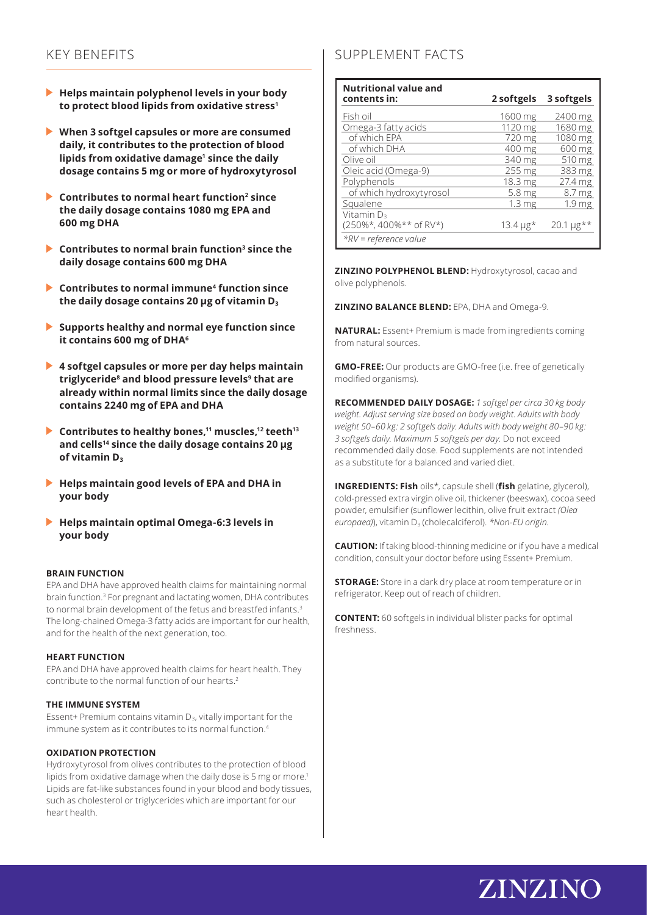## KEY BENEFITS

- **Helps maintain polyphenol levels in your body to protect blood lipids from oxidative stress[1]**
- **When 3 softgel capsules or more are consumed daily, it contributes to the protection of blood lipids from oxidative damage[1] since the daily dosage contains 5 mg or more of hydroxytyrosol**
- **Contributes to normal heart function[2] since the daily dosage contains 1080 mg EPA and 600 mg DHA**
- **Contributes to normal brain function[3] since the daily dosage contains 600 mg DHA**
- **Contributes to normal immune[4] function since the daily dosage contains 20 µg of vitamin $D_3$**
- **Supports healthy and normal eye function since it contains 600 mg of DHA[6]**
- **4 softgel capsules or more per day helps maintain triglyceride[8] and blood pressure levels[9] that are already within normal limits since the daily dosage contains 2240 mg of EPA and DHA**
- **Contributes to healthy bones,[11] muscles,[12] teeth[13] and cells[14] since the daily dosage contains 20 µg of vitamin $D_3$**
- **Helps maintain good levels of EPA and DHA in your body**
- **Helps maintain optimal Omega-6:3 levels in your body**

#### BRAIN FUNCTION

EPA and DHA have approved health claims for maintaining normal brain function.[3] For pregnant and lactating women, DHA contributes to normal brain development of the fetus and breastfed infants.[3] The long-chained Omega-3 fatty acids are important for our health, and for the health of the next generation, too.

#### HEART FUNCTION

EPA and DHA have approved health claims for heart health. They contribute to the normal function of our hearts.[2]

#### THE IMMUNE SYSTEM

Essent+ Premium contains vitamin $D_3$, vitally important for the immune system as it contributes to its normal function.[4]

#### OXIDATION PROTECTION

Hydroxytyrosol from olives contributes to the protection of blood lipids from oxidative damage when the daily dose is 5 mg or more.[1] Lipids are fat-like substances found in your blood and body tissues, such as cholesterol or triglycerides which are important for our heart health.

## SUPPLEMENT FACTS

| Nutritional value and contents in: | 2 softgels | 3 softgels |
|---|---|---|
| Fish oil | 1600 mg | 2400 mg |
| Omega-3 fatty acids | 1120 mg | 1680 mg |
| of which EPA | 720 mg | 1080 mg |
| of which DHA | 400 mg | 600 mg |
| Olive oil | 340 mg | 510 mg |
| Oleic acid (Omega-9) | 255 mg | 383 mg |
| Polyphenols | 18.3 mg | 27.4 mg |
| of which hydroxytyrosol | 5.8 mg | 8.7 mg |
| Squalene | 1.3 mg | 1.9 mg |
| Vitamin $D_3$ (250%\*, 400%\*\* of RV\*) | 13.4 µg\* | 20.1 µg\*\* |

*\*RV = reference value*

**ZINZINO POLYPHENOL BLEND:** Hydroxytyrosol, cacao and olive polyphenols.

**ZINZINO BALANCE BLEND:** EPA, DHA and Omega-9.

**NATURAL:** Essent+ Premium is made from ingredients coming from natural sources.

**GMO-FREE:** Our products are GMO-free (i.e. free of genetically modified organisms).

**RECOMMENDED DAILY DOSAGE:** *1 softgel per circa 30 kg body weight. Adjust serving size based on body weight. Adults with body weight 50–60 kg: 2 softgels daily. Adults with body weight 80–90 kg: 3 softgels daily. Maximum 5 softgels per day.* Do not exceed recommended daily dose. Food supplements are not intended as a substitute for a balanced and varied diet.

**INGREDIENTS: Fish** oils\*, capsule shell (**fish** gelatine, glycerol), cold-pressed extra virgin olive oil, thickener (beeswax), cocoa seed powder, emulsifier (sunflower lecithin, olive fruit extract *(Olea europaea)*), vitamin $D_3$ (cholecalciferol). *\*Non-EU origin.*

**CAUTION:** If taking blood-thinning medicine or if you have a medical condition, consult your doctor before using Essent+ Premium.

**STORAGE:** Store in a dark dry place at room temperature or in refrigerator. Keep out of reach of children.

**CONTENT:** 60 softgels in individual blister packs for optimal freshness.

ZINZINO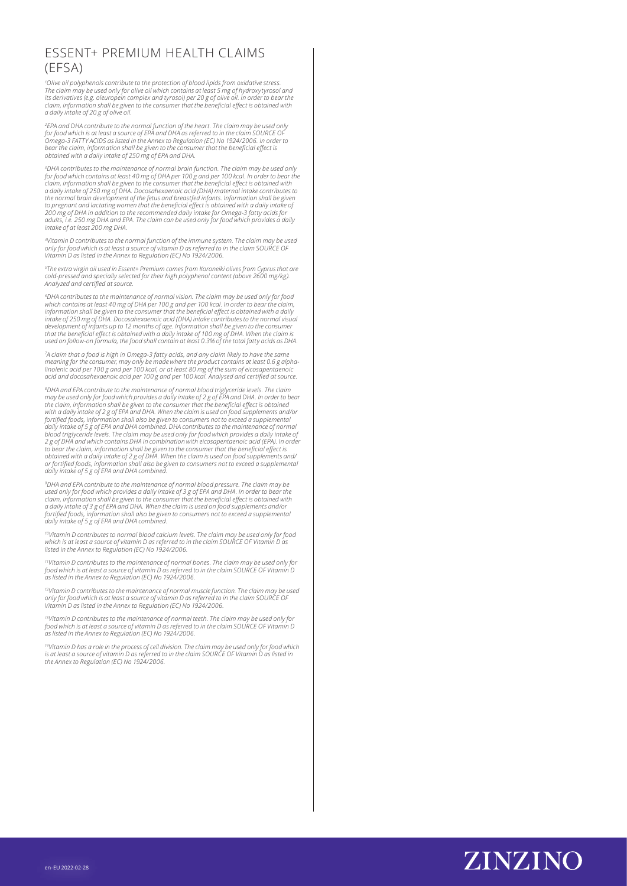# ESSENT+ PREMIUM HEALTH CLAIMS (EFSA)

*[1]Olive oil polyphenols contribute to the protection of blood lipids from oxidative stress. The claim may be used only for olive oil which contains at least 5 mg of hydroxytyrosol and its derivatives (e.g. oleuropein complex and tyrosol) per 20 g of olive oil. In order to bear the claim, information shall be given to the consumer that the beneficial effect is obtained with a daily intake of 20 g of olive oil.*

*[2]EPA and DHA contribute to the normal function of the heart. The claim may be used only for food which is at least a source of EPA and DHA as referred to in the claim SOURCE OF Omega-3 FATTY ACIDS as listed in the Annex to Regulation (EC) No 1924/2006. In order to bear the claim, information shall be given to the consumer that the beneficial effect is obtained with a daily intake of 250 mg of EPA and DHA.*

*[3]DHA contributes to the maintenance of normal brain function. The claim may be used only for food which contains at least 40 mg of DHA per 100 g and per 100 kcal. In order to bear the claim, information shall be given to the consumer that the beneficial effect is obtained with a daily intake of 250 mg of DHA. Docosahexaenoic acid (DHA) maternal intake contributes to the normal brain development of the fetus and breastfed infants. Information shall be given to pregnant and lactating women that the beneficial effect is obtained with a daily intake of 200 mg of DHA in addition to the recommended daily intake for Omega-3 fatty acids for adults, i.e. 250 mg DHA and EPA. The claim can be used only for food which provides a daily intake of at least 200 mg DHA.*

*[4]Vitamin D contributes to the normal function of the immune system. The claim may be used only for food which is at least a source of vitamin D as referred to in the claim SOURCE OF Vitamin D as listed in the Annex to Regulation (EC) No 1924/2006.*

*[5]The extra virgin oil used in Essent+ Premium comes from Koroneiki olives from Cyprus that are cold-pressed and specially selected for their high polyphenol content (above 2600 mg/kg). Analyzed and certified at source.*

*[6]DHA contributes to the maintenance of normal vision. The claim may be used only for food which contains at least 40 mg of DHA per 100 g and per 100 kcal. In order to bear the claim, information shall be given to the consumer that the beneficial effect is obtained with a daily intake of 250 mg of DHA. Docosahexaenoic acid (DHA) intake contributes to the normal visual development of infants up to 12 months of age. Information shall be given to the consumer that the beneficial effect is obtained with a daily intake of 100 mg of DHA. When the claim is used on follow-on formula, the food shall contain at least 0.3% of the total fatty acids as DHA.*

*[7]A claim that a food is high in Omega-3 fatty acids, and any claim likely to have the same meaning for the consumer, may only be made where the product contains at least 0.6 g alpha-linolenic acid per 100 g and per 100 kcal, or at least 80 mg of the sum of eicosapentaenoic acid and docosahexaenoic acid per 100 g and per 100 kcal. Analysed and certified at source.*

*[8]DHA and EPA contribute to the maintenance of normal blood triglyceride levels. The claim may be used only for food which provides a daily intake of 2 g of EPA and DHA. In order to bear the claim, information shall be given to the consumer that the beneficial effect is obtained with a daily intake of 2 g of EPA and DHA. When the claim is used on food supplements and/or fortified foods, information shall also be given to consumers not to exceed a supplemental daily intake of 5 g of EPA and DHA combined. DHA contributes to the maintenance of normal blood triglyceride levels. The claim may be used only for food which provides a daily intake of 2 g of DHA and which contains DHA in combination with eicosapentaenoic acid (EPA). In order to bear the claim, information shall be given to the consumer that the beneficial effect is obtained with a daily intake of 2 g of DHA. When the claim is used on food supplements and/ or fortified foods, information shall also be given to consumers not to exceed a supplemental daily intake of 5 g of EPA and DHA combined.*

*[9]DHA and EPA contribute to the maintenance of normal blood pressure. The claim may be used only for food which provides a daily intake of 3 g of EPA and DHA. In order to bear the claim, information shall be given to the consumer that the beneficial effect is obtained with a daily intake of 3 g of EPA and DHA. When the claim is used on food supplements and/or fortified foods, information shall also be given to consumers not to exceed a supplemental daily intake of 5 g of EPA and DHA combined.*

*[10]Vitamin D contributes to normal blood calcium levels. The claim may be used only for food which is at least a source of vitamin D as referred to in the claim SOURCE OF Vitamin D as listed in the Annex to Regulation (EC) No 1924/2006.*

*[11]Vitamin D contributes to the maintenance of normal bones. The claim may be used only for food which is at least a source of vitamin D as referred to in the claim SOURCE OF Vitamin D as listed in the Annex to Regulation (EC) No 1924/2006.*

*[12]Vitamin D contributes to the maintenance of normal muscle function. The claim may be used only for food which is at least a source of vitamin D as referred to in the claim SOURCE OF Vitamin D as listed in the Annex to Regulation (EC) No 1924/2006.*

*[13]Vitamin D contributes to the maintenance of normal teeth. The claim may be used only for food which is at least a source of vitamin D as referred to in the claim SOURCE OF Vitamin D as listed in the Annex to Regulation (EC) No 1924/2006.*

*[14]Vitamin D has a role in the process of cell division. The claim may be used only for food which is at least a source of vitamin D as referred to in the claim SOURCE OF Vitamin D as listed in the Annex to Regulation (EC) No 1924/2006.*

en-EU 2022-02-28

ZINZINO